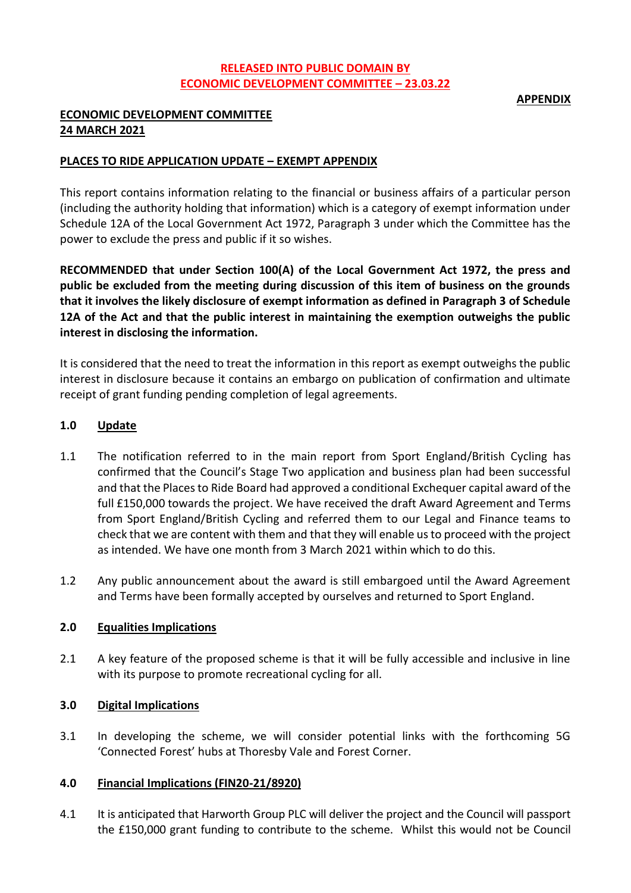**RELEASED INTO PUBLIC DOMAIN BY**
**ECONOMIC DEVELOPMENT COMMITTEE – 23.03.22**

**APPENDIX**

**ECONOMIC DEVELOPMENT COMMITTEE**
**24 MARCH 2021**

**PLACES TO RIDE APPLICATION UPDATE – EXEMPT APPENDIX**

This report contains information relating to the financial or business affairs of a particular person (including the authority holding that information) which is a category of exempt information under Schedule 12A of the Local Government Act 1972, Paragraph 3 under which the Committee has the power to exclude the press and public if it so wishes.

**RECOMMENDED that under Section 100(A) of the Local Government Act 1972, the press and public be excluded from the meeting during discussion of this item of business on the grounds that it involves the likely disclosure of exempt information as defined in Paragraph 3 of Schedule 12A of the Act and that the public interest in maintaining the exemption outweighs the public interest in disclosing the information.**

It is considered that the need to treat the information in this report as exempt outweighs the public interest in disclosure because it contains an embargo on publication of confirmation and ultimate receipt of grant funding pending completion of legal agreements.

## 1.0 Update

1.1 The notification referred to in the main report from Sport England/British Cycling has confirmed that the Council's Stage Two application and business plan had been successful and that the Places to Ride Board had approved a conditional Exchequer capital award of the full £150,000 towards the project. We have received the draft Award Agreement and Terms from Sport England/British Cycling and referred them to our Legal and Finance teams to check that we are content with them and that they will enable us to proceed with the project as intended. We have one month from 3 March 2021 within which to do this.

1.2 Any public announcement about the award is still embargoed until the Award Agreement and Terms have been formally accepted by ourselves and returned to Sport England.

## 2.0 Equalities Implications

2.1 A key feature of the proposed scheme is that it will be fully accessible and inclusive in line with its purpose to promote recreational cycling for all.

## 3.0 Digital Implications

3.1 In developing the scheme, we will consider potential links with the forthcoming 5G 'Connected Forest' hubs at Thoresby Vale and Forest Corner.

## 4.0 Financial Implications (FIN20-21/8920)

4.1 It is anticipated that Harworth Group PLC will deliver the project and the Council will passport the £150,000 grant funding to contribute to the scheme. Whilst this would not be Council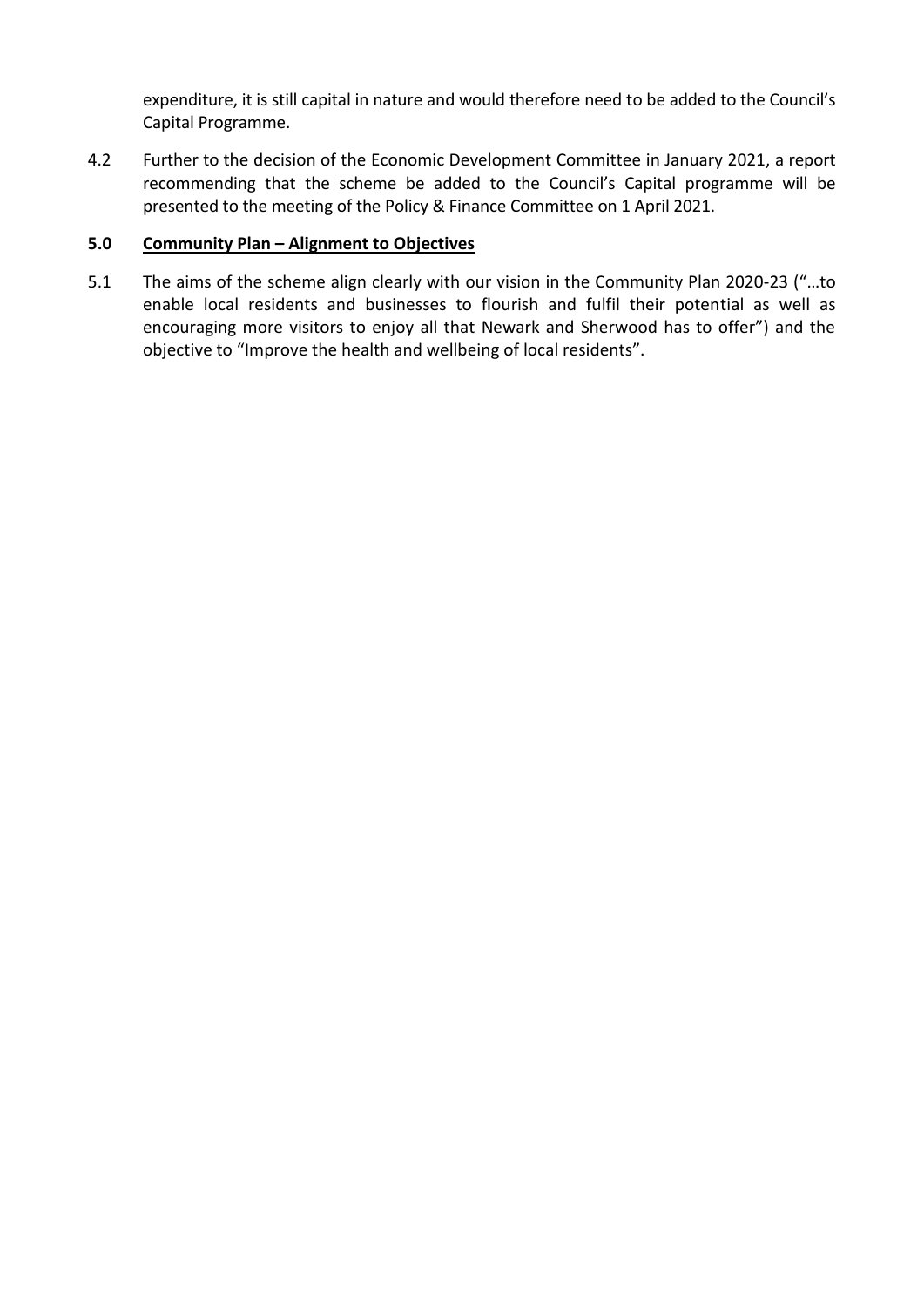expenditure, it is still capital in nature and would therefore need to be added to the Council's Capital Programme.

4.2 Further to the decision of the Economic Development Committee in January 2021, a report recommending that the scheme be added to the Council's Capital programme will be presented to the meeting of the Policy & Finance Committee on 1 April 2021.

## 5.0 Community Plan – Alignment to Objectives

5.1 The aims of the scheme align clearly with our vision in the Community Plan 2020-23 ("…to enable local residents and businesses to flourish and fulfil their potential as well as encouraging more visitors to enjoy all that Newark and Sherwood has to offer") and the objective to "Improve the health and wellbeing of local residents".